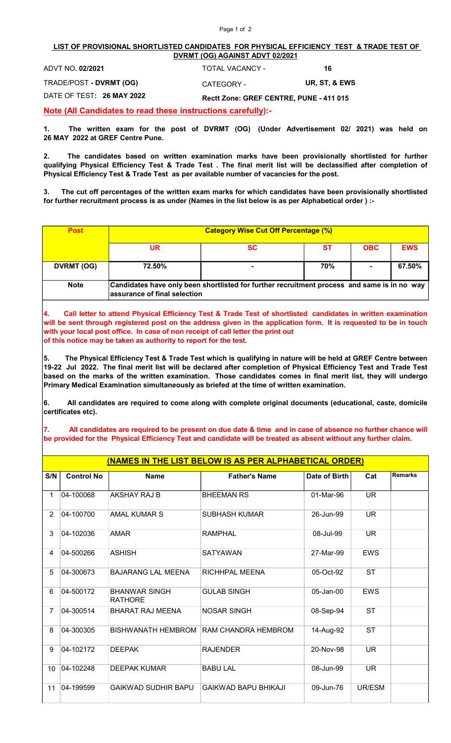## LIST OF PROVISIONAL SHORTLISTED CANDIDATES FOR PHYSICAL EFFICIENCY TEST & TRADE TEST OF DVRMT (OG) AGAINST ADVT 02/2021

| | | | |
|---|---|---|---|
| ADVT NO. **02/2021** | | TOTAL VACANCY - | **16** |
| TRADE/POST **- DVRMT (OG)** | | CATEGORY - | **UR, ST, & EWS** |
| DATE OF TEST**: 26 MAY 2022** | | **Rectt Zone: GREF CENTRE, PUNE - 411 015** | |

**Note (All Candidates to read these instructions carefully):-**

**1. The written exam for the post of DVRMT (OG) (Under Advertisement 02/ 2021) was held on 26 MAY 2022 at GREF Centre Pune.**

**2. The candidates based on written examination marks have been provisionally shortlisted for further qualifying Physical Efficiency Test & Trade Test . The final merit list will be declassified after completion of Physical Efficiency Test & Trade Test as per available number of vacancies for the post.**

**3. The cut off percentages of the written exam marks for which candidates have been provisionally shortlisted for further recruitment process is as under (Names in the list below is as per Alphabetical order ) :-**

| Post | Category Wise Cut Off Percentage (%) | | | | |
|---|---|---|---|---|---|
| | UR | SC | ST | OBC | EWS |
| DVRMT (OG) | 72.50% | - | 70% | - | 67.50% |
| Note | Candidates have only been shortlisted for further recruitment process and same is in no way assurance of final selection | | | | |

**4. Call letter to attend Physical Efficiency Test & Trade Test of shortlisted candidates in written examination will be sent through registered post on the address given in the application form. It is requested to be in touch with your local post office. In case of non receipt of call letter the print out of this notice may be taken as authority to report for the test.**

**5. The Physical Efficiency Test & Trade Test which is qualifying in nature will be held at GREF Centre between 19-22 Jul 2022. The final merit list will be declared after completion of Physical Efficiency Test and Trade Test based on the marks of the written examination. Those candidates comes in final merit list, they will undergo Primary Medical Examination simultaneously as briefed at the time of written examination.**

**6. All candidates are required to come along with complete original documents (educational, caste, domicile certificates etc).**

**7. All candidates are required to be present on due date & time and in case of absence no further chance will be provided for the Physical Efficiency Test and candidate will be treated as absent without any further claim.**

### (NAMES IN THE LIST BELOW IS AS PER ALPHABETICAL ORDER)

| S/N | Control No | Name | Father's Name | Date of Birth | Cat | Remarks |
|---|---|---|---|---|---|---|
| 1 | 04-100068 | AKSHAY RAJ B | BHEEMAN RS | 01-Mar-96 | UR | |
| 2 | 04-100700 | AMAL KUMAR S | SUBHASH KUMAR | 26-Jun-99 | UR | |
| 3 | 04-102036 | AMAR | RAMPHAL | 08-Jul-99 | UR | |
| 4 | 04-500266 | ASHISH | SATYAWAN | 27-Mar-99 | EWS | |
| 5 | 04-300673 | BAJARANG LAL MEENA | RICHHPAL MEENA | 05-Oct-92 | ST | |
| 6 | 04-500172 | BHANWAR SINGH RATHORE | GULAB SINGH | 05-Jan-00 | EWS | |
| 7 | 04-300514 | BHARAT RAJ MEENA | NOSAR SINGH | 08-Sep-94 | ST | |
| 8 | 04-300305 | BISHWANATH HEMBROM | RAM CHANDRA HEMBROM | 14-Aug-92 | ST | |
| 9 | 04-102172 | DEEPAK | RAJENDER | 20-Nov-98 | UR | |
| 10 | 04-102248 | DEEPAK KUMAR | BABU LAL | 08-Jun-99 | UR | |
| 11 | 04-199599 | GAIKWAD SUDHIR BAPU | GAIKWAD BAPU BHIKAJI | 09-Jun-76 | UR/ESM | |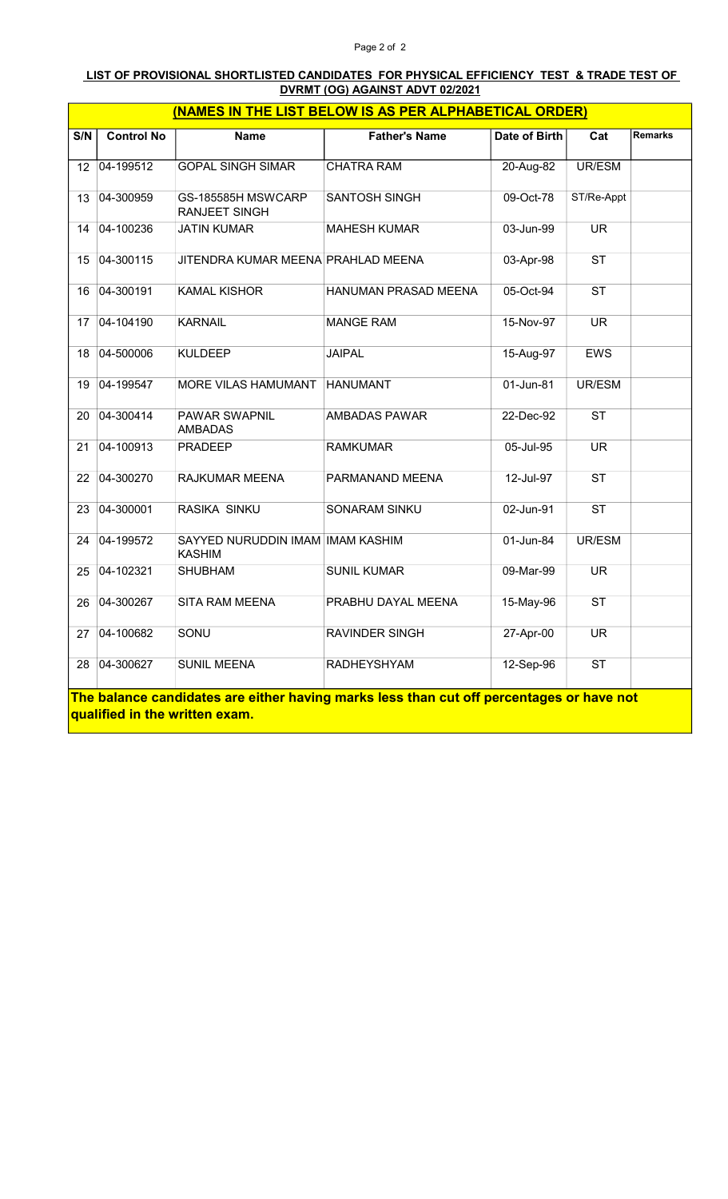**LIST OF PROVISIONAL SHORTLISTED CANDIDATES FOR PHYSICAL EFFICIENCY TEST & TRADE TEST OF DVRMT (OG) AGAINST ADVT 02/2021**

**(NAMES IN THE LIST BELOW IS AS PER ALPHABETICAL ORDER)**

| S/N | Control No | Name | Father's Name | Date of Birth | Cat | Remarks |
|---|---|---|---|---|---|---|
| 12 | 04-199512 | GOPAL SINGH SIMAR | CHATRA RAM | 20-Aug-82 | UR/ESM | |
| 13 | 04-300959 | GS-185585H MSWCARP RANJEET SINGH | SANTOSH SINGH | 09-Oct-78 | ST/Re-Appt | |
| 14 | 04-100236 | JATIN KUMAR | MAHESH KUMAR | 03-Jun-99 | UR | |
| 15 | 04-300115 | JITENDRA KUMAR MEENA | PRAHLAD MEENA | 03-Apr-98 | ST | |
| 16 | 04-300191 | KAMAL KISHOR | HANUMAN PRASAD MEENA | 05-Oct-94 | ST | |
| 17 | 04-104190 | KARNAIL | MANGE RAM | 15-Nov-97 | UR | |
| 18 | 04-500006 | KULDEEP | JAIPAL | 15-Aug-97 | EWS | |
| 19 | 04-199547 | MORE VILAS HAMUMANT | HANUMANT | 01-Jun-81 | UR/ESM | |
| 20 | 04-300414 | PAWAR SWAPNIL AMBADAS | AMBADAS PAWAR | 22-Dec-92 | ST | |
| 21 | 04-100913 | PRADEEP | RAMKUMAR | 05-Jul-95 | UR | |
| 22 | 04-300270 | RAJKUMAR MEENA | PARMANAND MEENA | 12-Jul-97 | ST | |
| 23 | 04-300001 | RASIKA SINKU | SONARAM SINKU | 02-Jun-91 | ST | |
| 24 | 04-199572 | SAYYED NURUDDIN IMAM KASHIM | IMAM KASHIM | 01-Jun-84 | UR/ESM | |
| 25 | 04-102321 | SHUBHAM | SUNIL KUMAR | 09-Mar-99 | UR | |
| 26 | 04-300267 | SITA RAM MEENA | PRABHU DAYAL MEENA | 15-May-96 | ST | |
| 27 | 04-100682 | SONU | RAVINDER SINGH | 27-Apr-00 | UR | |
| 28 | 04-300627 | SUNIL MEENA | RADHEYSHYAM | 12-Sep-96 | ST | |

**The balance candidates are either having marks less than cut off percentages or have not qualified in the written exam.**